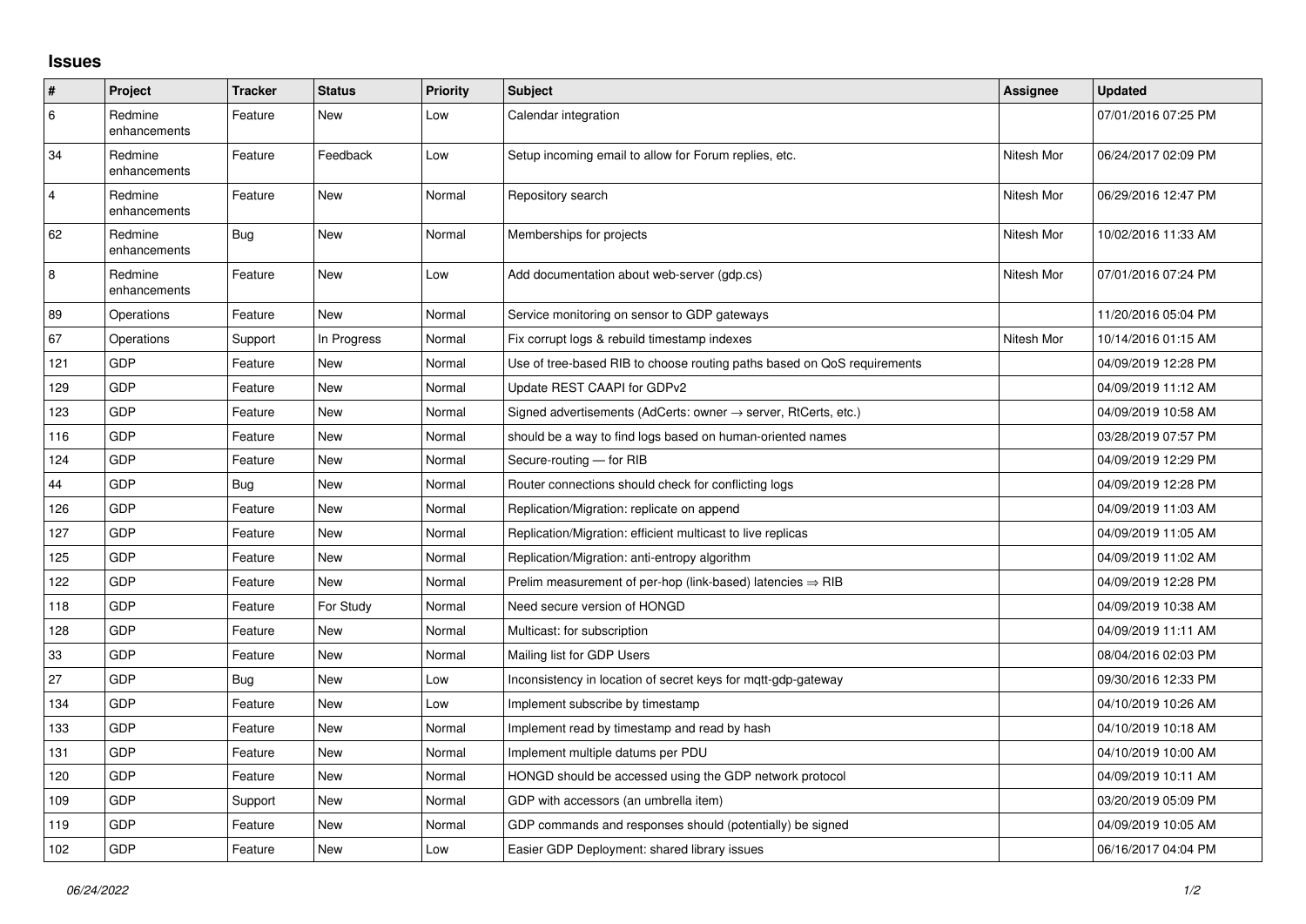# Issues

| # | Project | Tracker | Status | Priority | Subject | Assignee | Updated |
|---|---|---|---|---|---|---|---|
| 6 | Redmine enhancements | Feature | New | Low | Calendar integration | | 07/01/2016 07:25 PM |
| 34 | Redmine enhancements | Feature | Feedback | Low | Setup incoming email to allow for Forum replies, etc. | Nitesh Mor | 06/24/2017 02:09 PM |
| 4 | Redmine enhancements | Feature | New | Normal | Repository search | Nitesh Mor | 06/29/2016 12:47 PM |
| 62 | Redmine enhancements | Bug | New | Normal | Memberships for projects | Nitesh Mor | 10/02/2016 11:33 AM |
| 8 | Redmine enhancements | Feature | New | Low | Add documentation about web-server (gdp.cs) | Nitesh Mor | 07/01/2016 07:24 PM |
| 89 | Operations | Feature | New | Normal | Service monitoring on sensor to GDP gateways | | 11/20/2016 05:04 PM |
| 67 | Operations | Support | In Progress | Normal | Fix corrupt logs & rebuild timestamp indexes | Nitesh Mor | 10/14/2016 01:15 AM |
| 121 | GDP | Feature | New | Normal | Use of tree-based RIB to choose routing paths based on QoS requirements | | 04/09/2019 12:28 PM |
| 129 | GDP | Feature | New | Normal | Update REST CAAPI for GDPv2 | | 04/09/2019 11:12 AM |
| 123 | GDP | Feature | New | Normal | Signed advertisements (AdCerts: owner → server, RtCerts, etc.) | | 04/09/2019 10:58 AM |
| 116 | GDP | Feature | New | Normal | should be a way to find logs based on human-oriented names | | 03/28/2019 07:57 PM |
| 124 | GDP | Feature | New | Normal | Secure-routing — for RIB | | 04/09/2019 12:29 PM |
| 44 | GDP | Bug | New | Normal | Router connections should check for conflicting logs | | 04/09/2019 12:28 PM |
| 126 | GDP | Feature | New | Normal | Replication/Migration: replicate on append | | 04/09/2019 11:03 AM |
| 127 | GDP | Feature | New | Normal | Replication/Migration: efficient multicast to live replicas | | 04/09/2019 11:05 AM |
| 125 | GDP | Feature | New | Normal | Replication/Migration: anti-entropy algorithm | | 04/09/2019 11:02 AM |
| 122 | GDP | Feature | New | Normal | Prelim measurement of per-hop (link-based) latencies ⇒ RIB | | 04/09/2019 12:28 PM |
| 118 | GDP | Feature | For Study | Normal | Need secure version of HONGD | | 04/09/2019 10:38 AM |
| 128 | GDP | Feature | New | Normal | Multicast: for subscription | | 04/09/2019 11:11 AM |
| 33 | GDP | Feature | New | Normal | Mailing list for GDP Users | | 08/04/2016 02:03 PM |
| 27 | GDP | Bug | New | Low | Inconsistency in location of secret keys for mqtt-gdp-gateway | | 09/30/2016 12:33 PM |
| 134 | GDP | Feature | New | Low | Implement subscribe by timestamp | | 04/10/2019 10:26 AM |
| 133 | GDP | Feature | New | Normal | Implement read by timestamp and read by hash | | 04/10/2019 10:18 AM |
| 131 | GDP | Feature | New | Normal | Implement multiple datums per PDU | | 04/10/2019 10:00 AM |
| 120 | GDP | Feature | New | Normal | HONGD should be accessed using the GDP network protocol | | 04/09/2019 10:11 AM |
| 109 | GDP | Support | New | Normal | GDP with accessors (an umbrella item) | | 03/20/2019 05:09 PM |
| 119 | GDP | Feature | New | Normal | GDP commands and responses should (potentially) be signed | | 04/09/2019 10:05 AM |
| 102 | GDP | Feature | New | Low | Easier GDP Deployment: shared library issues | | 06/16/2017 04:04 PM |

*06/24/2022*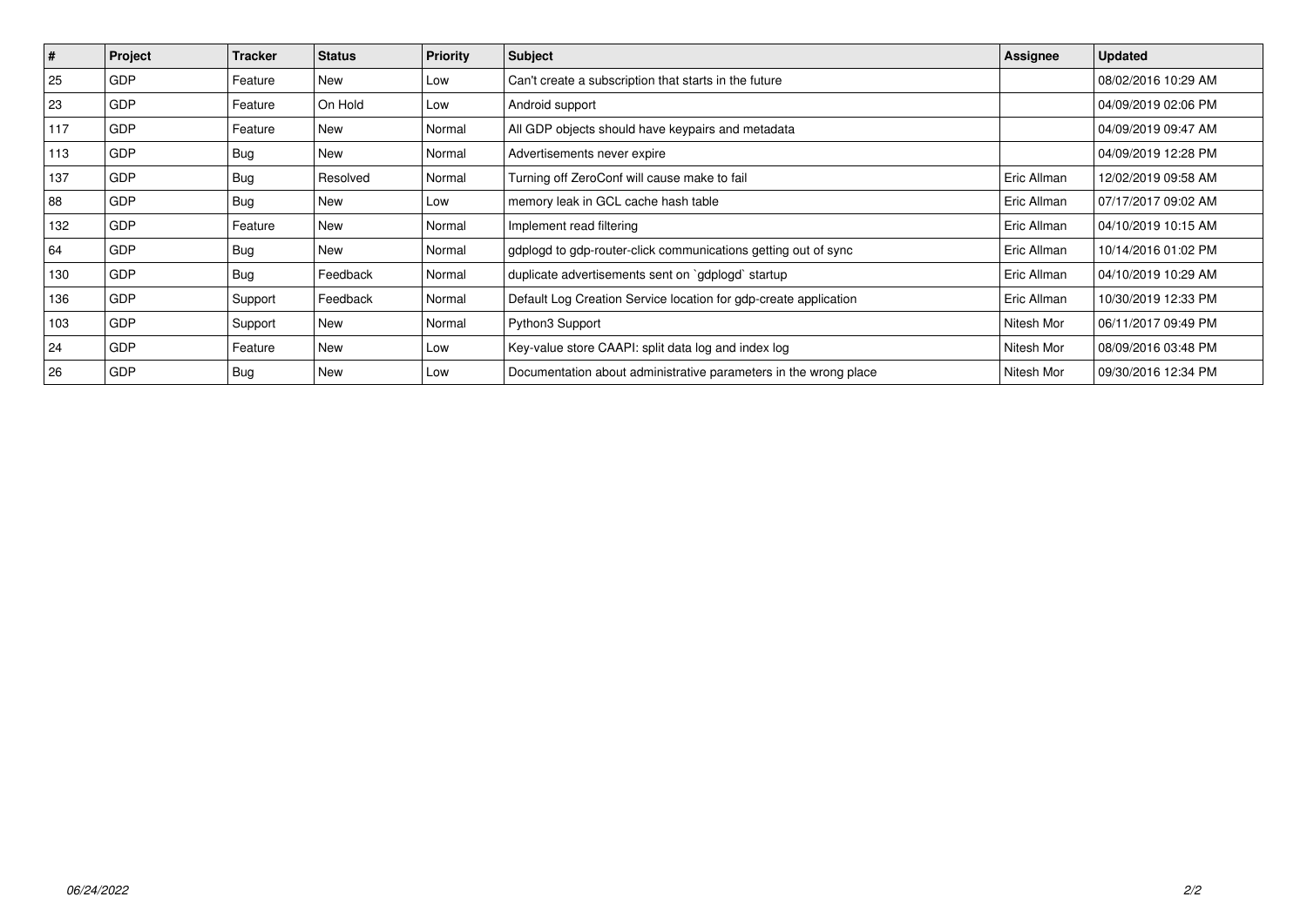| # | Project | Tracker | Status | Priority | Subject | Assignee | Updated |
|---|---|---|---|---|---|---|---|
| 25 | GDP | Feature | New | Low | Can't create a subscription that starts in the future | | 08/02/2016 10:29 AM |
| 23 | GDP | Feature | On Hold | Low | Android support | | 04/09/2019 02:06 PM |
| 117 | GDP | Feature | New | Normal | All GDP objects should have keypairs and metadata | | 04/09/2019 09:47 AM |
| 113 | GDP | Bug | New | Normal | Advertisements never expire | | 04/09/2019 12:28 PM |
| 137 | GDP | Bug | Resolved | Normal | Turning off ZeroConf will cause make to fail | Eric Allman | 12/02/2019 09:58 AM |
| 88 | GDP | Bug | New | Low | memory leak in GCL cache hash table | Eric Allman | 07/17/2017 09:02 AM |
| 132 | GDP | Feature | New | Normal | Implement read filtering | Eric Allman | 04/10/2019 10:15 AM |
| 64 | GDP | Bug | New | Normal | gdplogd to gdp-router-click communications getting out of sync | Eric Allman | 10/14/2016 01:02 PM |
| 130 | GDP | Bug | Feedback | Normal | duplicate advertisements sent on `gdplogd` startup | Eric Allman | 04/10/2019 10:29 AM |
| 136 | GDP | Support | Feedback | Normal | Default Log Creation Service location for gdp-create application | Eric Allman | 10/30/2019 12:33 PM |
| 103 | GDP | Support | New | Normal | Python3 Support | Nitesh Mor | 06/11/2017 09:49 PM |
| 24 | GDP | Feature | New | Low | Key-value store CAAPI: split data log and index log | Nitesh Mor | 08/09/2016 03:48 PM |
| 26 | GDP | Bug | New | Low | Documentation about administrative parameters in the wrong place | Nitesh Mor | 09/30/2016 12:34 PM |